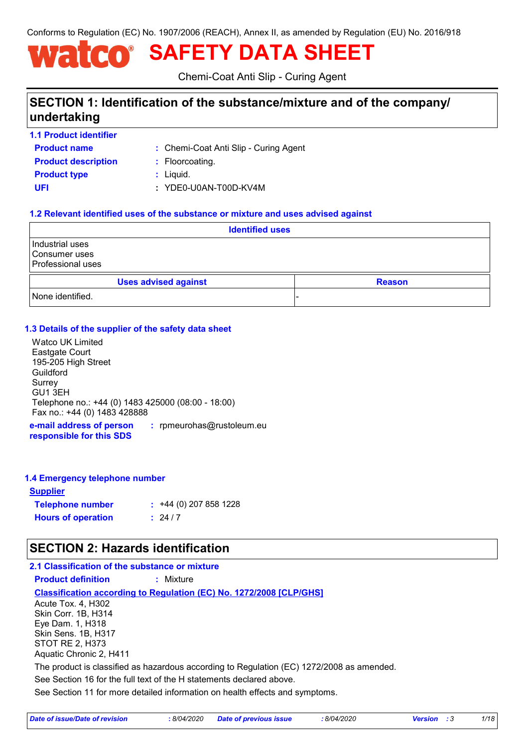Conforms to Regulation (EC) No. 1907/2006 (REACH), Annex II, as amended by Regulation (EU) No. 2016/918

# watco® SAFETY DATA SHEET

Chemi-Coat Anti Slip - Curing Agent

## SECTION 1: Identification of the substance/mixture and of the company/ undertaking

### 1.1 Product identifier

**Product name** : Chemi-Coat Anti Slip - Curing Agent

**Product description** : Floorcoating.

**Product type** : Liquid.

**UFI** : YDE0-U0AN-T00D-KV4M

### 1.2 Relevant identified uses of the substance or mixture and uses advised against

| Identified uses |
| --- |
| Industrial uses<br>Consumer uses<br>Professional uses |

| Uses advised against | Reason |
| --- | --- |
| None identified. | - |

### 1.3 Details of the supplier of the safety data sheet

Watco UK Limited
Eastgate Court
195-205 High Street
Guildford
Surrey
GU1 3EH
Telephone no.: +44 (0) 1483 425000 (08:00 - 18:00)
Fax no.: +44 (0) 1483 428888

**e-mail address of person responsible for this SDS** : rpmeurohas@rustoleum.eu

### 1.4 Emergency telephone number

**Supplier**

**Telephone number** : +44 (0) 207 858 1228

**Hours of operation** : 24 / 7

## SECTION 2: Hazards identification

### 2.1 Classification of the substance or mixture

**Product definition** : Mixture

**Classification according to Regulation (EC) No. 1272/2008 [CLP/GHS]**

Acute Tox. 4, H302
Skin Corr. 1B, H314
Eye Dam. 1, H318
Skin Sens. 1B, H317
STOT RE 2, H373
Aquatic Chronic 2, H411

The product is classified as hazardous according to Regulation (EC) 1272/2008 as amended.

See Section 16 for the full text of the H statements declared above.

See Section 11 for more detailed information on health effects and symptoms.

*Date of issue/Date of revision* : 8/04/2020 *Date of previous issue* : 8/04/2020 *Version* : 3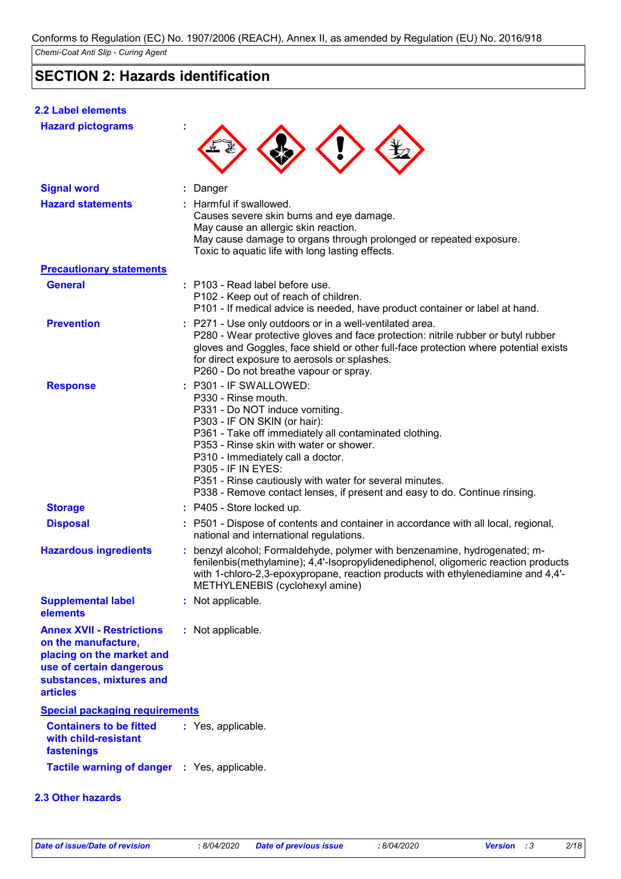Conforms to Regulation (EC) No. 1907/2006 (REACH), Annex II, as amended by Regulation (EU) No. 2016/918

*Chemi-Coat Anti Slip - Curing Agent*

## SECTION 2: Hazards identification

### 2.2 Label elements

**Hazard pictograms** :

**Signal word** : Danger

**Hazard statements** : Harmful if swallowed.
Causes severe skin burns and eye damage.
May cause an allergic skin reaction.
May cause damage to organs through prolonged or repeated exposure.
Toxic to aquatic life with long lasting effects.

**Precautionary statements**

**General** : P103 - Read label before use.
P102 - Keep out of reach of children.
P101 - If medical advice is needed, have product container or label at hand.

**Prevention** : P271 - Use only outdoors or in a well-ventilated area.
P280 - Wear protective gloves and face protection: nitrile rubber or butyl rubber gloves and Goggles, face shield or other full-face protection where potential exists for direct exposure to aerosols or splashes.
P260 - Do not breathe vapour or spray.

**Response** : P301 - IF SWALLOWED:
P330 - Rinse mouth.
P331 - Do NOT induce vomiting.
P303 - IF ON SKIN (or hair):
P361 - Take off immediately all contaminated clothing.
P353 - Rinse skin with water or shower.
P310 - Immediately call a doctor.
P305 - IF IN EYES:
P351 - Rinse cautiously with water for several minutes.
P338 - Remove contact lenses, if present and easy to do. Continue rinsing.

**Storage** : P405 - Store locked up.

**Disposal** : P501 - Dispose of contents and container in accordance with all local, regional, national and international regulations.

**Hazardous ingredients** : benzyl alcohol; Formaldehyde, polymer with benzenamine, hydrogenated; m-fenilenbis(methylamine); 4,4'-Isopropylidenediphenol, oligomeric reaction products with 1-chloro-2,3-epoxypropane, reaction products with ethylenediamine and 4,4'-METHYLENEBIS (cyclohexyl amine)

**Supplemental label elements** : Not applicable.

**Annex XVII - Restrictions on the manufacture, placing on the market and use of certain dangerous substances, mixtures and articles** : Not applicable.

**Special packaging requirements**

**Containers to be fitted with child-resistant fastenings** : Yes, applicable.

**Tactile warning of danger** : Yes, applicable.

### 2.3 Other hazards

| Date of issue/Date of revision | : 8/04/2020 | Date of previous issue | : 8/04/2020 | Version | : 3 |
| --- | --- | --- | --- | --- | --- |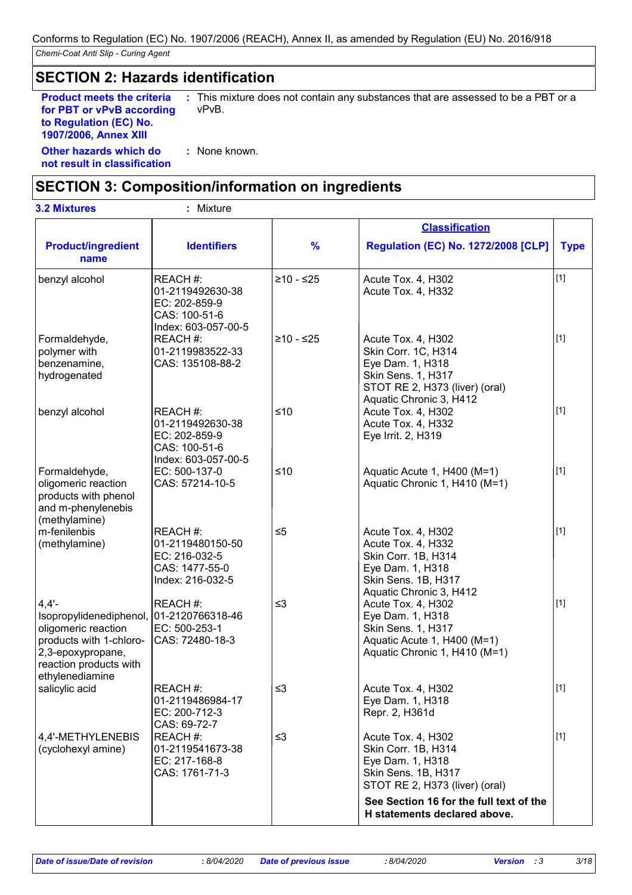## SECTION 2: Hazards identification

**Product meets the criteria for PBT or vPvB according to Regulation (EC) No. 1907/2006, Annex XIII** : This mixture does not contain any substances that are assessed to be a PBT or a vPvB.

**Other hazards which do not result in classification** : None known.

## SECTION 3: Composition/information on ingredients

**3.2 Mixtures** : Mixture

| Product/ingredient name | Identifiers | % | Classification Regulation (EC) No. 1272/2008 [CLP] | Type |
|---|---|---|---|---|
| benzyl alcohol | REACH #: 01-2119492630-38<br>EC: 202-859-9<br>CAS: 100-51-6<br>Index: 603-057-00-5 | ≥10 - ≤25 | Acute Tox. 4, H302<br>Acute Tox. 4, H332 | [1] |
| Formaldehyde, polymer with benzenamine, hydrogenated | REACH #: 01-2119983522-33<br>CAS: 135108-88-2 | ≥10 - ≤25 | Acute Tox. 4, H302<br>Skin Corr. 1C, H314<br>Eye Dam. 1, H318<br>Skin Sens. 1, H317<br>STOT RE 2, H373 (liver) (oral)<br>Aquatic Chronic 3, H412 | [1] |
| benzyl alcohol | REACH #: 01-2119492630-38<br>EC: 202-859-9<br>CAS: 100-51-6<br>Index: 603-057-00-5 | ≤10 | Acute Tox. 4, H302<br>Acute Tox. 4, H332<br>Eye Irrit. 2, H319 | [1] |
| Formaldehyde, oligomeric reaction products with phenol and m-phenylenebis (methylamine) | EC: 500-137-0<br>CAS: 57214-10-5 | ≤10 | Aquatic Acute 1, H400 (M=1)<br>Aquatic Chronic 1, H410 (M=1) | [1] |
| m-fenilenbis (methylamine) | REACH #: 01-2119480150-50<br>EC: 216-032-5<br>CAS: 1477-55-0<br>Index: 216-032-5 | ≤5 | Acute Tox. 4, H302<br>Acute Tox. 4, H332<br>Skin Corr. 1B, H314<br>Eye Dam. 1, H318<br>Skin Sens. 1B, H317<br>Aquatic Chronic 3, H412 | [1] |
| 4,4'-Isopropylidenediphenol, oligomeric reaction products with 1-chloro-2,3-epoxypropane, reaction products with ethylenediamine | REACH #: 01-2120766318-46<br>EC: 500-253-1<br>CAS: 72480-18-3 | ≤3 | Acute Tox. 4, H302<br>Eye Dam. 1, H318<br>Skin Sens. 1, H317<br>Aquatic Acute 1, H400 (M=1)<br>Aquatic Chronic 1, H410 (M=1) | [1] |
| salicylic acid | REACH #: 01-2119486984-17<br>EC: 200-712-3<br>CAS: 69-72-7 | ≤3 | Acute Tox. 4, H302<br>Eye Dam. 1, H318<br>Repr. 2, H361d | [1] |
| 4,4'-METHYLENEBIS (cyclohexyl amine) | REACH #: 01-2119541673-38<br>EC: 217-168-8<br>CAS: 1761-71-3 | ≤3 | Acute Tox. 4, H302<br>Skin Corr. 1B, H314<br>Eye Dam. 1, H318<br>Skin Sens. 1B, H317<br>STOT RE 2, H373 (liver) (oral)<br>**See Section 16 for the full text of the H statements declared above.** | [1] |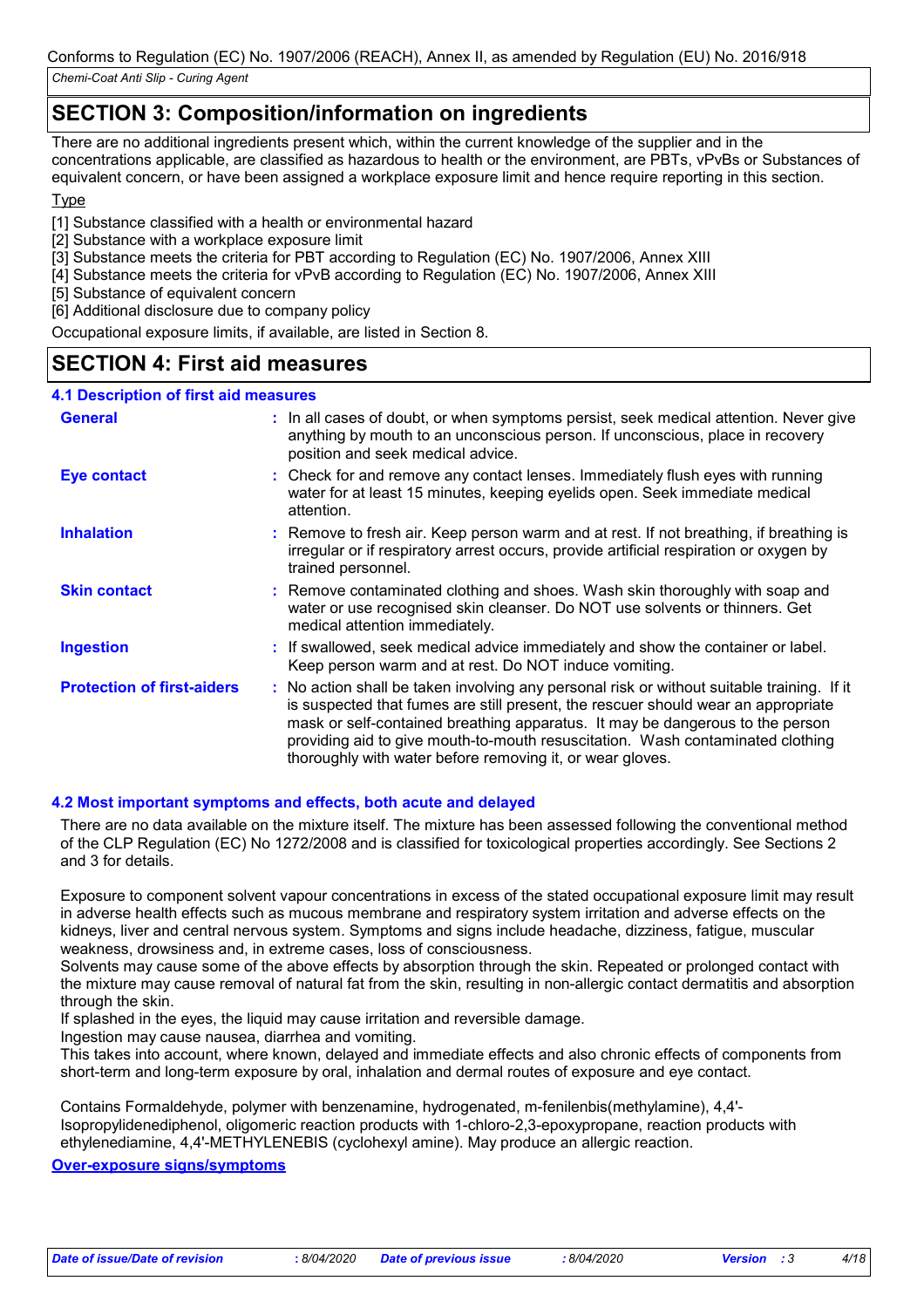## SECTION 3: Composition/information on ingredients

There are no additional ingredients present which, within the current knowledge of the supplier and in the concentrations applicable, are classified as hazardous to health or the environment, are PBTs, vPvBs or Substances of equivalent concern, or have been assigned a workplace exposure limit and hence require reporting in this section.

Type

[1] Substance classified with a health or environmental hazard
[2] Substance with a workplace exposure limit
[3] Substance meets the criteria for PBT according to Regulation (EC) No. 1907/2006, Annex XIII
[4] Substance meets the criteria for vPvB according to Regulation (EC) No. 1907/2006, Annex XIII
[5] Substance of equivalent concern
[6] Additional disclosure due to company policy

Occupational exposure limits, if available, are listed in Section 8.

## SECTION 4: First aid measures

### 4.1 Description of first aid measures

| | |
|---|---|
| **General** | : In all cases of doubt, or when symptoms persist, seek medical attention. Never give anything by mouth to an unconscious person. If unconscious, place in recovery position and seek medical advice. |
| **Eye contact** | : Check for and remove any contact lenses. Immediately flush eyes with running water for at least 15 minutes, keeping eyelids open. Seek immediate medical attention. |
| **Inhalation** | : Remove to fresh air. Keep person warm and at rest. If not breathing, if breathing is irregular or if respiratory arrest occurs, provide artificial respiration or oxygen by trained personnel. |
| **Skin contact** | : Remove contaminated clothing and shoes. Wash skin thoroughly with soap and water or use recognised skin cleanser. Do NOT use solvents or thinners. Get medical attention immediately. |
| **Ingestion** | : If swallowed, seek medical advice immediately and show the container or label. Keep person warm and at rest. Do NOT induce vomiting. |
| **Protection of first-aiders** | : No action shall be taken involving any personal risk or without suitable training. If it is suspected that fumes are still present, the rescuer should wear an appropriate mask or self-contained breathing apparatus. It may be dangerous to the person providing aid to give mouth-to-mouth resuscitation. Wash contaminated clothing thoroughly with water before removing it, or wear gloves. |

### 4.2 Most important symptoms and effects, both acute and delayed

There are no data available on the mixture itself. The mixture has been assessed following the conventional method of the CLP Regulation (EC) No 1272/2008 and is classified for toxicological properties accordingly. See Sections 2 and 3 for details.

Exposure to component solvent vapour concentrations in excess of the stated occupational exposure limit may result in adverse health effects such as mucous membrane and respiratory system irritation and adverse effects on the kidneys, liver and central nervous system. Symptoms and signs include headache, dizziness, fatigue, muscular weakness, drowsiness and, in extreme cases, loss of consciousness.
Solvents may cause some of the above effects by absorption through the skin. Repeated or prolonged contact with the mixture may cause removal of natural fat from the skin, resulting in non-allergic contact dermatitis and absorption through the skin.
If splashed in the eyes, the liquid may cause irritation and reversible damage.
Ingestion may cause nausea, diarrhea and vomiting.
This takes into account, where known, delayed and immediate effects and also chronic effects of components from short-term and long-term exposure by oral, inhalation and dermal routes of exposure and eye contact.

Contains Formaldehyde, polymer with benzenamine, hydrogenated, m-fenilenbis(methylamine), 4,4'-Isopropylidenediphenol, oligomeric reaction products with 1-chloro-2,3-epoxypropane, reaction products with ethylenediamine, 4,4'-METHYLENEBIS (cyclohexyl amine). May produce an allergic reaction.

**Over-exposure signs/symptoms**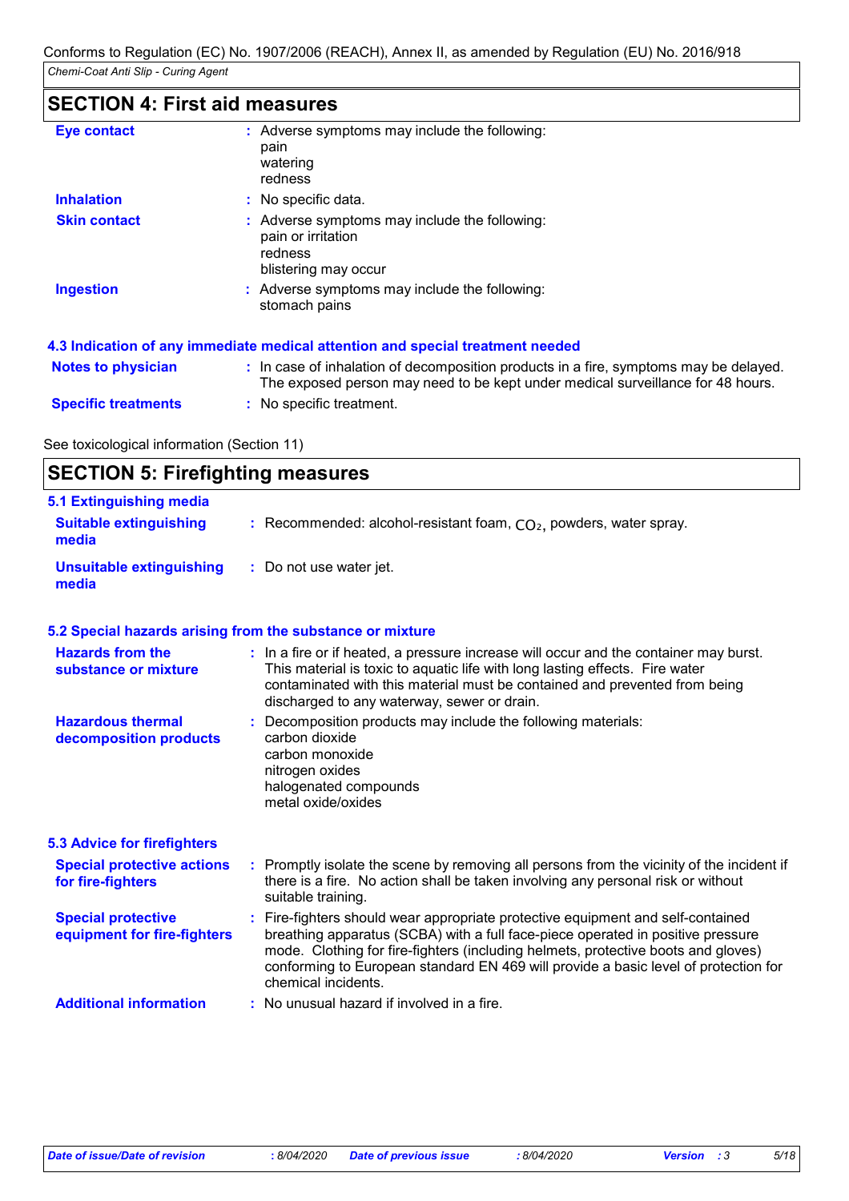## SECTION 4: First aid measures

| | |
|---|---|
| **Eye contact** | : Adverse symptoms may include the following:<br>pain<br>watering<br>redness |
| **Inhalation** | : No specific data. |
| **Skin contact** | : Adverse symptoms may include the following:<br>pain or irritation<br>redness<br>blistering may occur |
| **Ingestion** | : Adverse symptoms may include the following:<br>stomach pains |

### 4.3 Indication of any immediate medical attention and special treatment needed

| | |
|---|---|
| **Notes to physician** | : In case of inhalation of decomposition products in a fire, symptoms may be delayed. The exposed person may need to be kept under medical surveillance for 48 hours. |
| **Specific treatments** | : No specific treatment. |

See toxicological information (Section 11)

## SECTION 5: Firefighting measures

### 5.1 Extinguishing media

| | |
|---|---|
| **Suitable extinguishing media** | : Recommended: alcohol-resistant foam, $CO_2$, powders, water spray. |
| **Unsuitable extinguishing media** | : Do not use water jet. |

### 5.2 Special hazards arising from the substance or mixture

| | |
|---|---|
| **Hazards from the substance or mixture** | : In a fire or if heated, a pressure increase will occur and the container may burst. This material is toxic to aquatic life with long lasting effects. Fire water contaminated with this material must be contained and prevented from being discharged to any waterway, sewer or drain. |
| **Hazardous thermal decomposition products** | : Decomposition products may include the following materials:<br>carbon dioxide<br>carbon monoxide<br>nitrogen oxides<br>halogenated compounds<br>metal oxide/oxides |

### 5.3 Advice for firefighters

| | |
|---|---|
| **Special protective actions for fire-fighters** | : Promptly isolate the scene by removing all persons from the vicinity of the incident if there is a fire. No action shall be taken involving any personal risk or without suitable training. |
| **Special protective equipment for fire-fighters** | : Fire-fighters should wear appropriate protective equipment and self-contained breathing apparatus (SCBA) with a full face-piece operated in positive pressure mode. Clothing for fire-fighters (including helmets, protective boots and gloves) conforming to European standard EN 469 will provide a basic level of protection for chemical incidents. |
| **Additional information** | : No unusual hazard if involved in a fire. |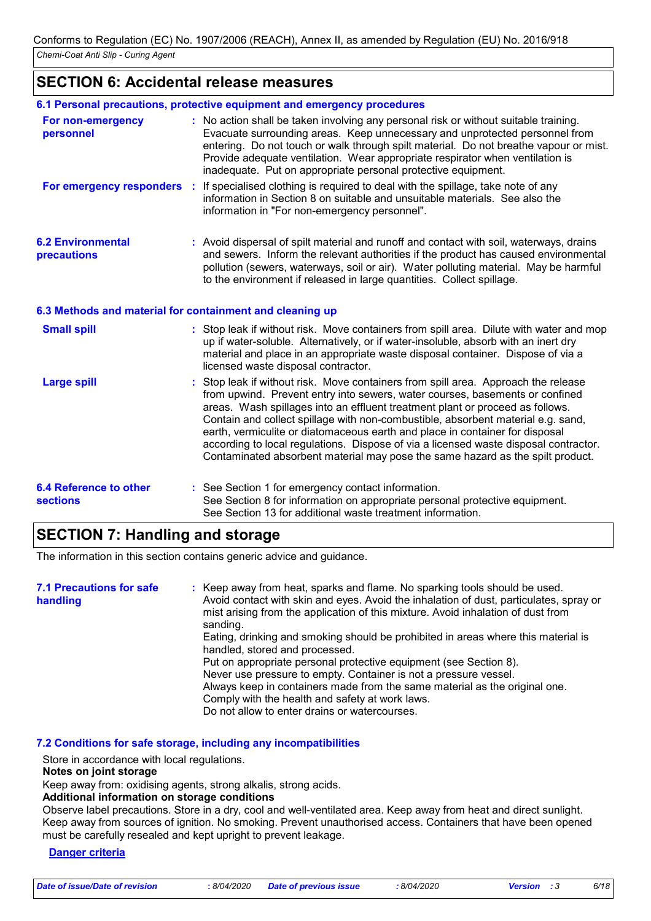## SECTION 6: Accidental release measures

### 6.1 Personal precautions, protective equipment and emergency procedures

**For non-emergency personnel** : No action shall be taken involving any personal risk or without suitable training. Evacuate surrounding areas. Keep unnecessary and unprotected personnel from entering. Do not touch or walk through spilt material. Do not breathe vapour or mist. Provide adequate ventilation. Wear appropriate respirator when ventilation is inadequate. Put on appropriate personal protective equipment.

**For emergency responders** : If specialised clothing is required to deal with the spillage, take note of any information in Section 8 on suitable and unsuitable materials. See also the information in "For non-emergency personnel".

**6.2 Environmental precautions** : Avoid dispersal of spilt material and runoff and contact with soil, waterways, drains and sewers. Inform the relevant authorities if the product has caused environmental pollution (sewers, waterways, soil or air). Water polluting material. May be harmful to the environment if released in large quantities. Collect spillage.

### 6.3 Methods and material for containment and cleaning up

**Small spill** : Stop leak if without risk. Move containers from spill area. Dilute with water and mop up if water-soluble. Alternatively, or if water-insoluble, absorb with an inert dry material and place in an appropriate waste disposal container. Dispose of via a licensed waste disposal contractor.

**Large spill** : Stop leak if without risk. Move containers from spill area. Approach the release from upwind. Prevent entry into sewers, water courses, basements or confined areas. Wash spillages into an effluent treatment plant or proceed as follows. Contain and collect spillage with non-combustible, absorbent material e.g. sand, earth, vermiculite or diatomaceous earth and place in container for disposal according to local regulations. Dispose of via a licensed waste disposal contractor. Contaminated absorbent material may pose the same hazard as the spilt product.

**6.4 Reference to other sections** : See Section 1 for emergency contact information.
See Section 8 for information on appropriate personal protective equipment.
See Section 13 for additional waste treatment information.

## SECTION 7: Handling and storage

The information in this section contains generic advice and guidance.

**7.1 Precautions for safe handling** : Keep away from heat, sparks and flame. No sparking tools should be used. Avoid contact with skin and eyes. Avoid the inhalation of dust, particulates, spray or mist arising from the application of this mixture. Avoid inhalation of dust from sanding.
Eating, drinking and smoking should be prohibited in areas where this material is handled, stored and processed.
Put on appropriate personal protective equipment (see Section 8).
Never use pressure to empty. Container is not a pressure vessel.
Always keep in containers made from the same material as the original one.
Comply with the health and safety at work laws.
Do not allow to enter drains or watercourses.

### 7.2 Conditions for safe storage, including any incompatibilities

Store in accordance with local regulations.

**Notes on joint storage**

Keep away from: oxidising agents, strong alkalis, strong acids.

**Additional information on storage conditions**

Observe label precautions. Store in a dry, cool and well-ventilated area. Keep away from heat and direct sunlight. Keep away from sources of ignition. No smoking. Prevent unauthorised access. Containers that have been opened must be carefully resealed and kept upright to prevent leakage.

**Danger criteria**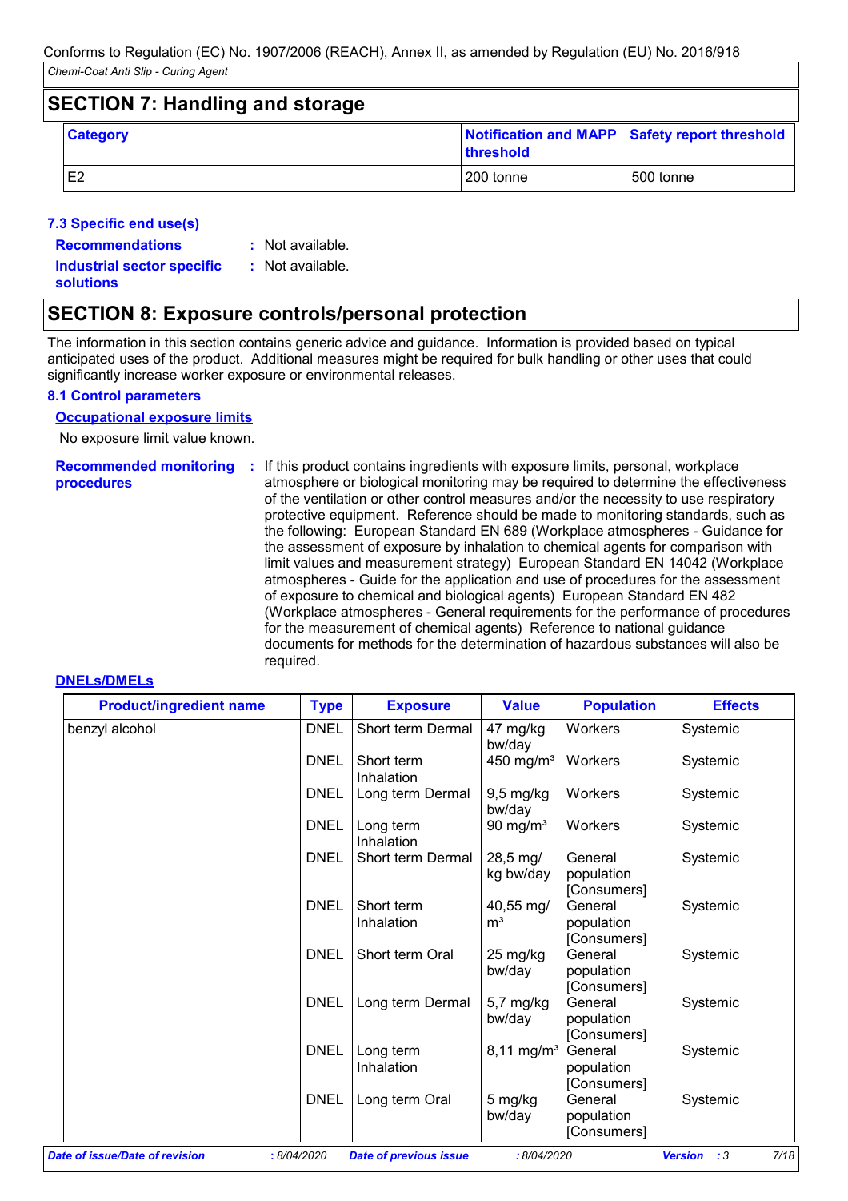## SECTION 7: Handling and storage

| Category | Notification and MAPP threshold | Safety report threshold |
|---|---|---|
| E2 | 200 tonne | 500 tonne |

### 7.3 Specific end use(s)

**Recommendations** : Not available.

**Industrial sector specific solutions** : Not available.

## SECTION 8: Exposure controls/personal protection

The information in this section contains generic advice and guidance. Information is provided based on typical anticipated uses of the product. Additional measures might be required for bulk handling or other uses that could significantly increase worker exposure or environmental releases.

### 8.1 Control parameters

**Occupational exposure limits**

No exposure limit value known.

**Recommended monitoring procedures** : If this product contains ingredients with exposure limits, personal, workplace atmosphere or biological monitoring may be required to determine the effectiveness of the ventilation or other control measures and/or the necessity to use respiratory protective equipment. Reference should be made to monitoring standards, such as the following: European Standard EN 689 (Workplace atmospheres - Guidance for the assessment of exposure by inhalation to chemical agents for comparison with limit values and measurement strategy) European Standard EN 14042 (Workplace atmospheres - Guide for the application and use of procedures for the assessment of exposure to chemical and biological agents) European Standard EN 482 (Workplace atmospheres - General requirements for the performance of procedures for the measurement of chemical agents) Reference to national guidance documents for methods for the determination of hazardous substances will also be required.

**DNELs/DMELs**

| Product/ingredient name | Type | Exposure | Value | Population | Effects |
|---|---|---|---|---|---|
| benzyl alcohol | DNEL | Short term Dermal | 47 mg/kg bw/day | Workers | Systemic |
| | DNEL | Short term Inhalation | 450 mg/m³ | Workers | Systemic |
| | DNEL | Long term Dermal | 9,5 mg/kg bw/day | Workers | Systemic |
| | DNEL | Long term Inhalation | 90 mg/m³ | Workers | Systemic |
| | DNEL | Short term Dermal | 28,5 mg/kg bw/day | General population [Consumers] | Systemic |
| | DNEL | Short term Inhalation | 40,55 mg/m³ | General population [Consumers] | Systemic |
| | DNEL | Short term Oral | 25 mg/kg bw/day | General population [Consumers] | Systemic |
| | DNEL | Long term Dermal | 5,7 mg/kg bw/day | General population [Consumers] | Systemic |
| | DNEL | Long term Inhalation | 8,11 mg/m³ | General population [Consumers] | Systemic |
| | DNEL | Long term Oral | 5 mg/kg bw/day | General population [Consumers] | Systemic |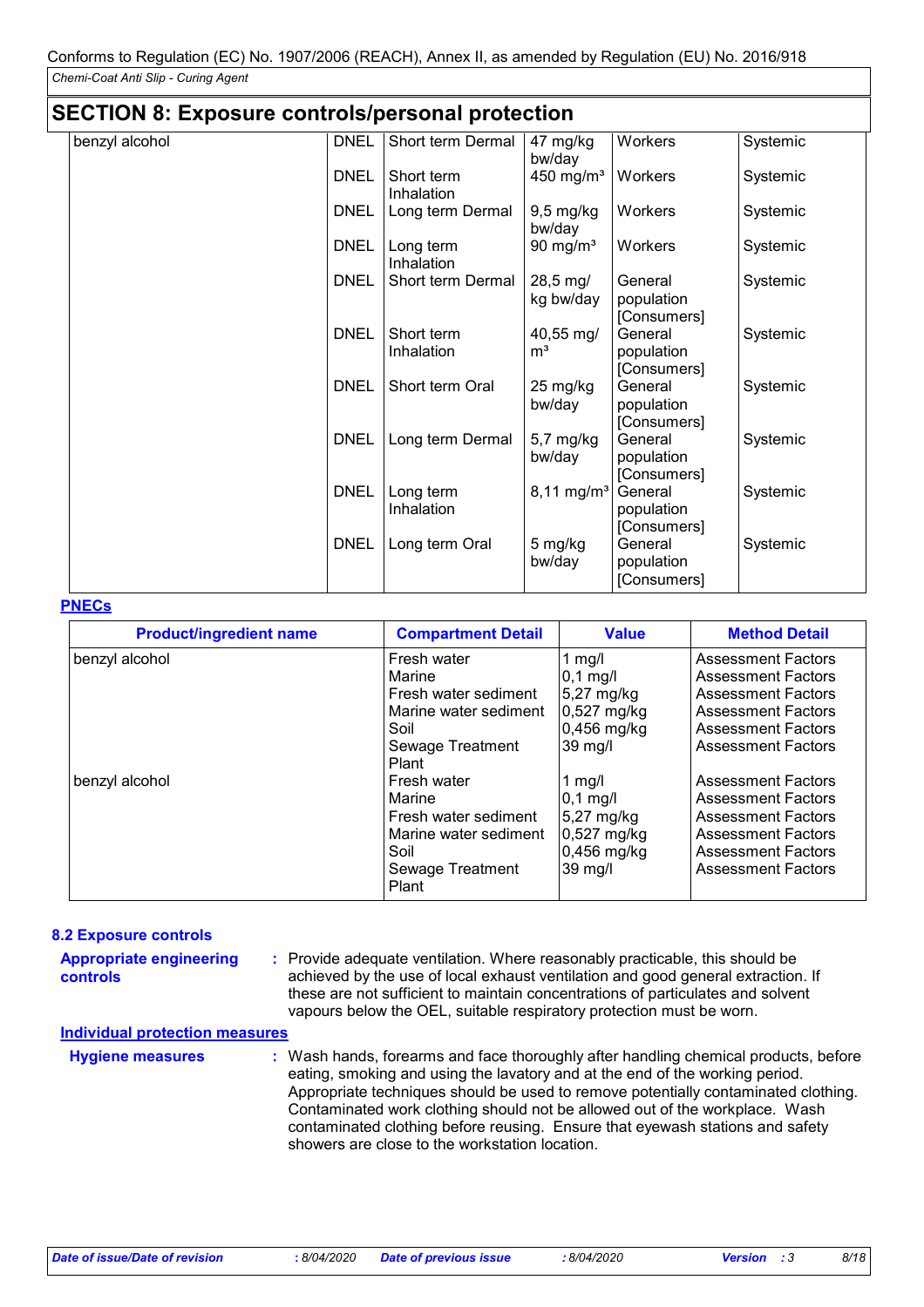## SECTION 8: Exposure controls/personal protection

| | | | | | |
|---|---|---|---|---|---|
| benzyl alcohol | DNEL | Short term Dermal | 47 mg/kg bw/day | Workers | Systemic |
| | DNEL | Short term Inhalation | 450 mg/m³ | Workers | Systemic |
| | DNEL | Long term Dermal | 9,5 mg/kg bw/day | Workers | Systemic |
| | DNEL | Long term Inhalation | 90 mg/m³ | Workers | Systemic |
| | DNEL | Short term Dermal | 28,5 mg/ kg bw/day | General population [Consumers] | Systemic |
| | DNEL | Short term Inhalation | 40,55 mg/ m³ | General population [Consumers] | Systemic |
| | DNEL | Short term Oral | 25 mg/kg bw/day | General population [Consumers] | Systemic |
| | DNEL | Long term Dermal | 5,7 mg/kg bw/day | General population [Consumers] | Systemic |
| | DNEL | Long term Inhalation | 8,11 mg/m³ | General population [Consumers] | Systemic |
| | DNEL | Long term Oral | 5 mg/kg bw/day | General population [Consumers] | Systemic |

**PNECs**

| Product/ingredient name | Compartment Detail | Value | Method Detail |
|---|---|---|---|
| benzyl alcohol | Fresh water | 1 mg/l | Assessment Factors |
| | Marine | 0,1 mg/l | Assessment Factors |
| | Fresh water sediment | 5,27 mg/kg | Assessment Factors |
| | Marine water sediment | 0,527 mg/kg | Assessment Factors |
| | Soil | 0,456 mg/kg | Assessment Factors |
| | Sewage Treatment Plant | 39 mg/l | Assessment Factors |
| benzyl alcohol | Fresh water | 1 mg/l | Assessment Factors |
| | Marine | 0,1 mg/l | Assessment Factors |
| | Fresh water sediment | 5,27 mg/kg | Assessment Factors |
| | Marine water sediment | 0,527 mg/kg | Assessment Factors |
| | Soil | 0,456 mg/kg | Assessment Factors |
| | Sewage Treatment Plant | 39 mg/l | Assessment Factors |

### 8.2 Exposure controls

**Appropriate engineering controls** : Provide adequate ventilation. Where reasonably practicable, this should be achieved by the use of local exhaust ventilation and good general extraction. If these are not sufficient to maintain concentrations of particulates and solvent vapours below the OEL, suitable respiratory protection must be worn.

**Individual protection measures**

**Hygiene measures** : Wash hands, forearms and face thoroughly after handling chemical products, before eating, smoking and using the lavatory and at the end of the working period. Appropriate techniques should be used to remove potentially contaminated clothing. Contaminated work clothing should not be allowed out of the workplace. Wash contaminated clothing before reusing. Ensure that eyewash stations and safety showers are close to the workstation location.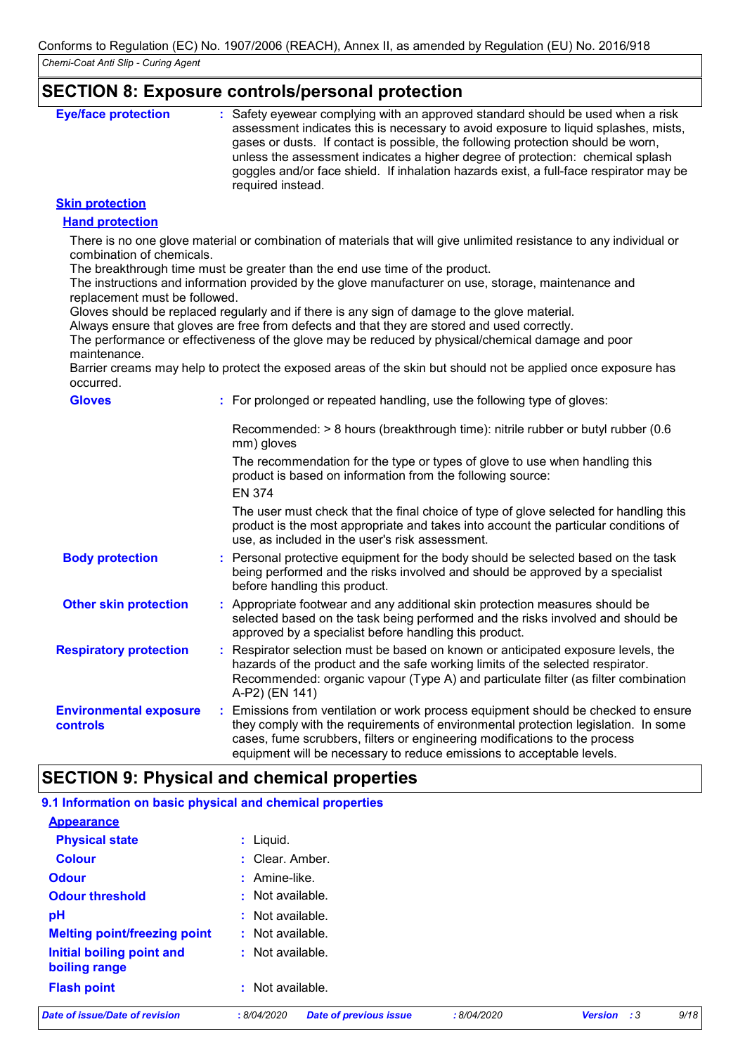## SECTION 8: Exposure controls/personal protection

**Eye/face protection** : Safety eyewear complying with an approved standard should be used when a risk assessment indicates this is necessary to avoid exposure to liquid splashes, mists, gases or dusts. If contact is possible, the following protection should be worn, unless the assessment indicates a higher degree of protection: chemical splash goggles and/or face shield. If inhalation hazards exist, a full-face respirator may be required instead.

**Skin protection**

**Hand protection**

There is no one glove material or combination of materials that will give unlimited resistance to any individual or combination of chemicals.
The breakthrough time must be greater than the end use time of the product.
The instructions and information provided by the glove manufacturer on use, storage, maintenance and replacement must be followed.
Gloves should be replaced regularly and if there is any sign of damage to the glove material.
Always ensure that gloves are free from defects and that they are stored and used correctly.
The performance or effectiveness of the glove may be reduced by physical/chemical damage and poor maintenance.
Barrier creams may help to protect the exposed areas of the skin but should not be applied once exposure has occurred.

**Gloves** : For prolonged or repeated handling, use the following type of gloves:

Recommended: > 8 hours (breakthrough time): nitrile rubber or butyl rubber (0.6 mm) gloves

The recommendation for the type or types of glove to use when handling this product is based on information from the following source:
EN 374

The user must check that the final choice of type of glove selected for handling this product is the most appropriate and takes into account the particular conditions of use, as included in the user's risk assessment.

**Body protection** : Personal protective equipment for the body should be selected based on the task being performed and the risks involved and should be approved by a specialist before handling this product.

**Other skin protection** : Appropriate footwear and any additional skin protection measures should be selected based on the task being performed and the risks involved and should be approved by a specialist before handling this product.

**Respiratory protection** : Respirator selection must be based on known or anticipated exposure levels, the hazards of the product and the safe working limits of the selected respirator. Recommended: organic vapour (Type A) and particulate filter (as filter combination A-P2) (EN 141)

**Environmental exposure controls** : Emissions from ventilation or work process equipment should be checked to ensure they comply with the requirements of environmental protection legislation. In some cases, fume scrubbers, filters or engineering modifications to the process equipment will be necessary to reduce emissions to acceptable levels.

## SECTION 9: Physical and chemical properties

### 9.1 Information on basic physical and chemical properties

**Appearance**

**Physical state** : Liquid.

**Colour** : Clear. Amber.

**Odour** : Amine-like.

**Odour threshold** : Not available.

**pH** : Not available.

**Melting point/freezing point** : Not available.

**Initial boiling point and boiling range** : Not available.

**Flash point** : Not available.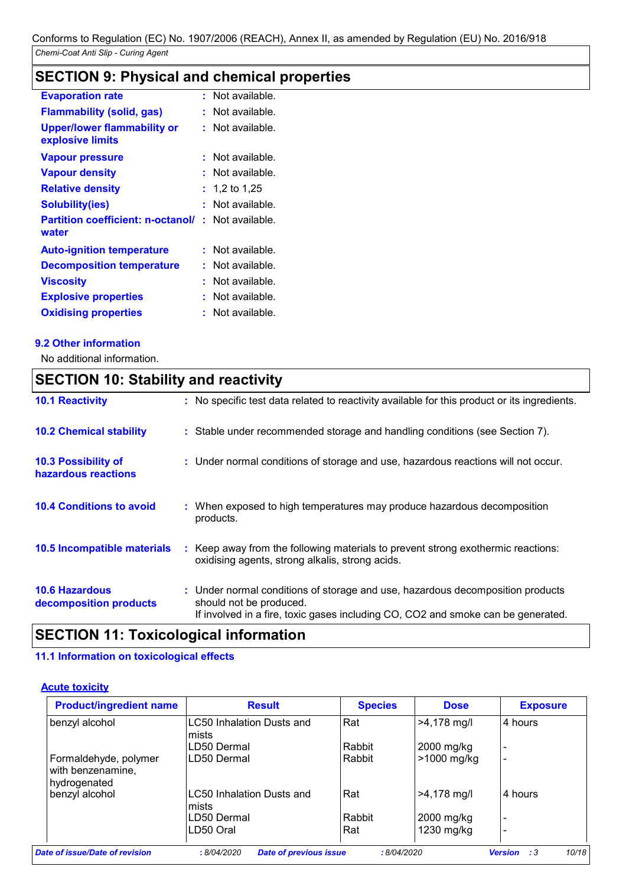## SECTION 9: Physical and chemical properties

| | |
|---|---|
| **Evaporation rate** | : Not available. |
| **Flammability (solid, gas)** | : Not available. |
| **Upper/lower flammability or explosive limits** | : Not available. |
| **Vapour pressure** | : Not available. |
| **Vapour density** | : Not available. |
| **Relative density** | : 1,2 to 1,25 |
| **Solubility(ies)** | : Not available. |
| **Partition coefficient: n-octanol/ water** | : Not available. |
| **Auto-ignition temperature** | : Not available. |
| **Decomposition temperature** | : Not available. |
| **Viscosity** | : Not available. |
| **Explosive properties** | : Not available. |
| **Oxidising properties** | : Not available. |

### 9.2 Other information

No additional information.

## SECTION 10: Stability and reactivity

| | |
|---|---|
| **10.1 Reactivity** | : No specific test data related to reactivity available for this product or its ingredients. |
| **10.2 Chemical stability** | : Stable under recommended storage and handling conditions (see Section 7). |
| **10.3 Possibility of hazardous reactions** | : Under normal conditions of storage and use, hazardous reactions will not occur. |
| **10.4 Conditions to avoid** | : When exposed to high temperatures may produce hazardous decomposition products. |
| **10.5 Incompatible materials** | : Keep away from the following materials to prevent strong exothermic reactions: oxidising agents, strong alkalis, strong acids. |
| **10.6 Hazardous decomposition products** | : Under normal conditions of storage and use, hazardous decomposition products should not be produced. If involved in a fire, toxic gases including CO, $CO_2$ and smoke can be generated. |

## SECTION 11: Toxicological information

### 11.1 Information on toxicological effects

**Acute toxicity**

| Product/ingredient name | Result | Species | Dose | Exposure |
|---|---|---|---|---|
| benzyl alcohol | LC50 Inhalation Dusts and mists | Rat | >4,178 mg/l | 4 hours |
| | LD50 Dermal | Rabbit | 2000 mg/kg | - |
| Formaldehyde, polymer with benzenamine, hydrogenated | LD50 Dermal | Rabbit | >1000 mg/kg | - |
| benzyl alcohol | LC50 Inhalation Dusts and mists | Rat | >4,178 mg/l | 4 hours |
| | LD50 Dermal | Rabbit | 2000 mg/kg | - |
| | LD50 Oral | Rat | 1230 mg/kg | - |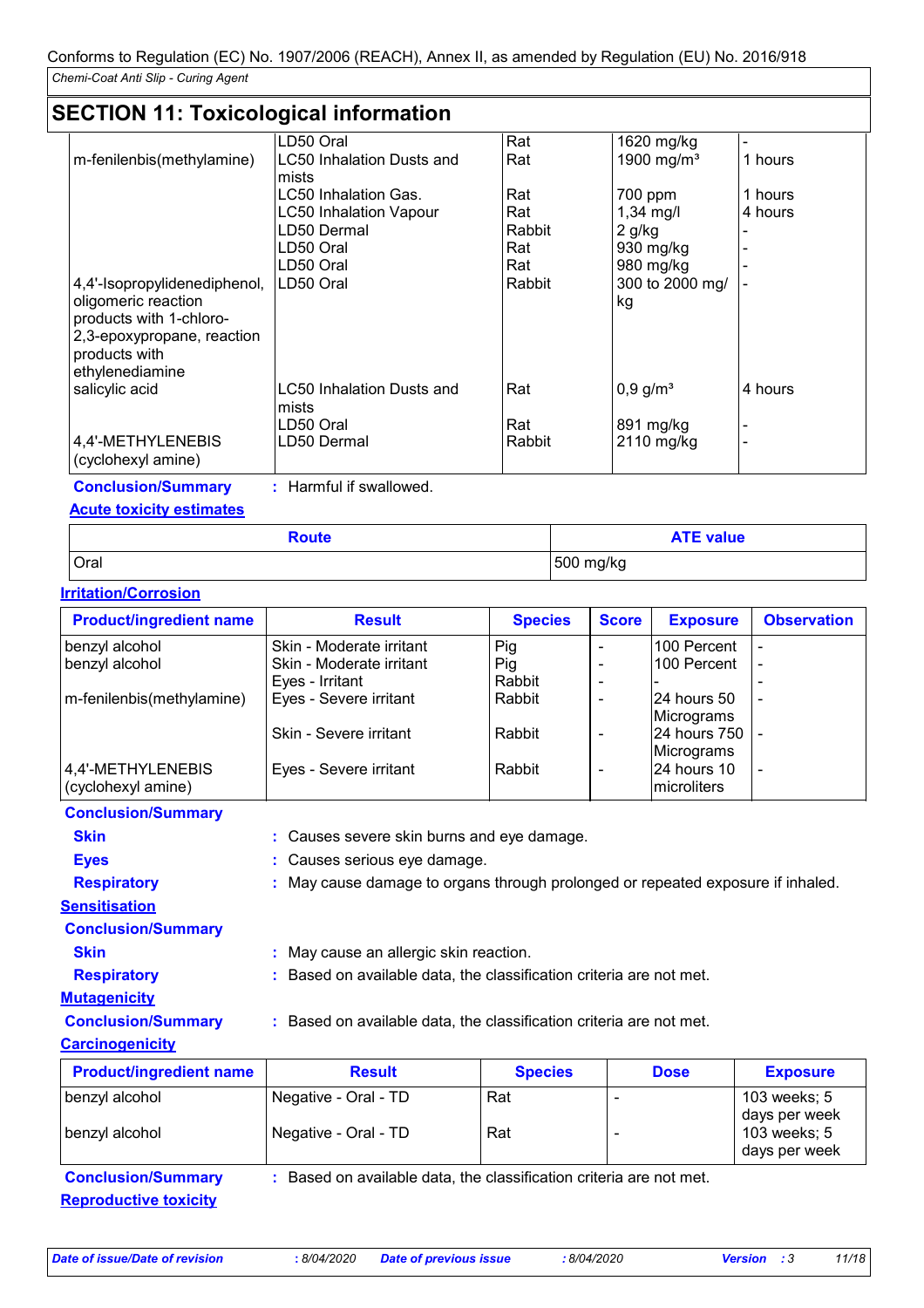## SECTION 11: Toxicological information

| | | | | |
|---|---|---|---|---|
| | LD50 Oral | Rat | 1620 mg/kg | - |
| m-fenilenbis(methylamine) | LC50 Inhalation Dusts and mists | Rat | 1900 mg/m³ | 1 hours |
| | LC50 Inhalation Gas. | Rat | 700 ppm | 1 hours |
| | LC50 Inhalation Vapour | Rat | 1,34 mg/l | 4 hours |
| | LD50 Dermal | Rabbit | 2 g/kg | - |
| | LD50 Oral | Rat | 930 mg/kg | - |
| | LD50 Oral | Rat | 980 mg/kg | - |
| 4,4'-Isopropylidenediphenol, oligomeric reaction products with 1-chloro-2,3-epoxypropane, reaction products with ethylenediamine | LD50 Oral | Rabbit | 300 to 2000 mg/kg | - |
| salicylic acid | LC50 Inhalation Dusts and mists | Rat | 0,9 g/m³ | 4 hours |
| | LD50 Oral | Rat | 891 mg/kg | - |
| 4,4'-METHYLENEBIS (cyclohexyl amine) | LD50 Dermal | Rabbit | 2110 mg/kg | - |

**Conclusion/Summary** : Harmful if swallowed.

**Acute toxicity estimates**

| Route | ATE value |
|---|---|
| Oral | 500 mg/kg |

**Irritation/Corrosion**

| Product/ingredient name | Result | Species | Score | Exposure | Observation |
|---|---|---|---|---|---|
| benzyl alcohol | Skin - Moderate irritant | Pig | - | 100 Percent | - |
| benzyl alcohol | Skin - Moderate irritant | Pig | - | 100 Percent | - |
| | Eyes - Irritant | Rabbit | - | - | - |
| m-fenilenbis(methylamine) | Eyes - Severe irritant | Rabbit | - | 24 hours 50 Micrograms | - |
| | Skin - Severe irritant | Rabbit | - | 24 hours 750 Micrograms | - |
| 4,4'-METHYLENEBIS (cyclohexyl amine) | Eyes - Severe irritant | Rabbit | - | 24 hours 10 microliters | - |

**Conclusion/Summary**

**Skin** : Causes severe skin burns and eye damage.

**Eyes** : Causes serious eye damage.

**Respiratory** : May cause damage to organs through prolonged or repeated exposure if inhaled.

**Sensitisation**

**Conclusion/Summary**

**Skin** : May cause an allergic skin reaction.

**Respiratory** : Based on available data, the classification criteria are not met.

**Mutagenicity**

**Conclusion/Summary** : Based on available data, the classification criteria are not met.

**Carcinogenicity**

| Product/ingredient name | Result | Species | Dose | Exposure |
|---|---|---|---|---|
| benzyl alcohol | Negative - Oral - TD | Rat | - | 103 weeks; 5 days per week |
| benzyl alcohol | Negative - Oral - TD | Rat | - | 103 weeks; 5 days per week |

**Conclusion/Summary** : Based on available data, the classification criteria are not met.

**Reproductive toxicity**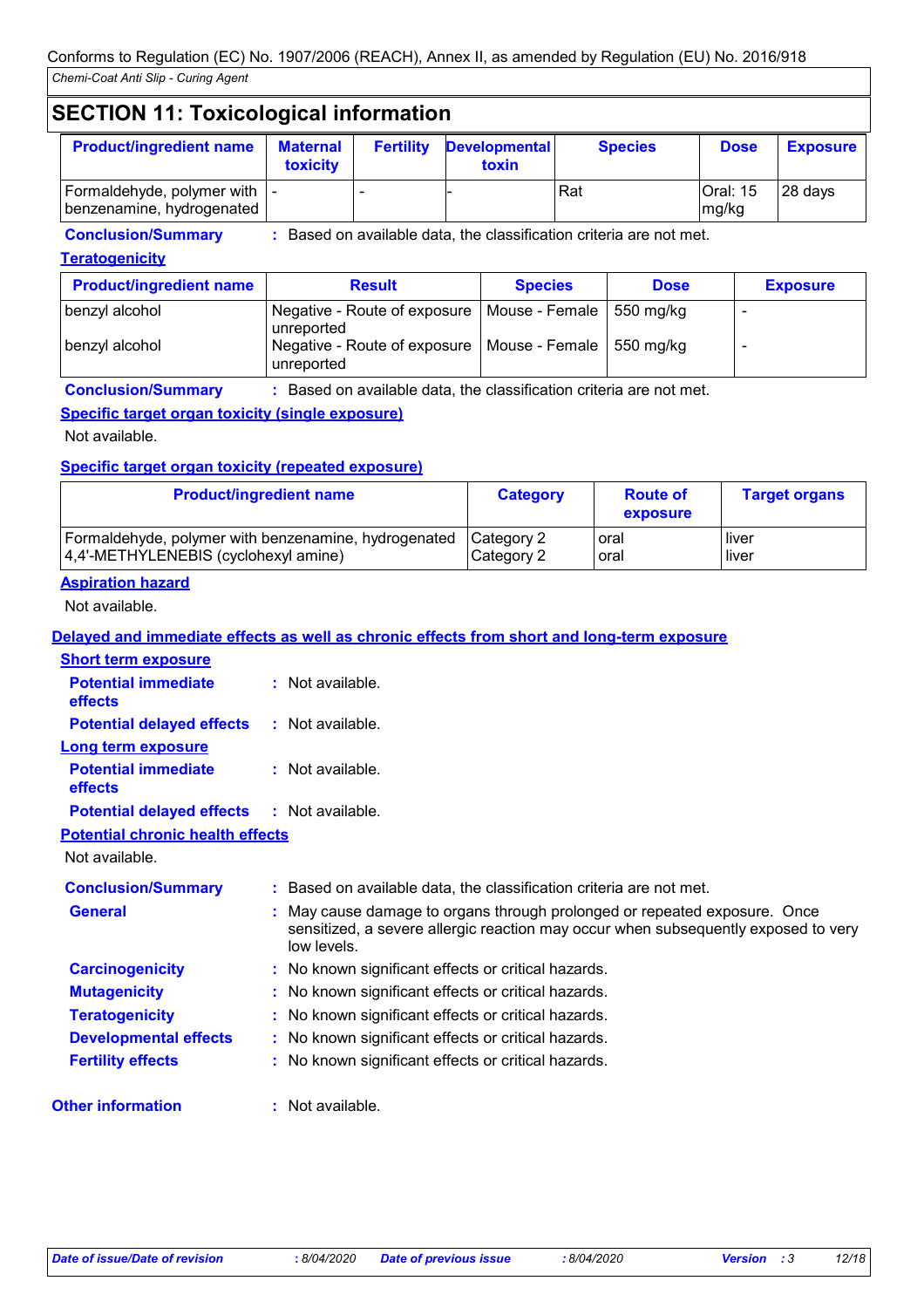## SECTION 11: Toxicological information

| Product/ingredient name | Maternal toxicity | Fertility | Developmental toxin | Species | Dose | Exposure |
|---|---|---|---|---|---|---|
| Formaldehyde, polymer with benzenamine, hydrogenated | - | - | - | Rat | Oral: 15 mg/kg | 28 days |

**Conclusion/Summary** : Based on available data, the classification criteria are not met.

**Teratogenicity**

| Product/ingredient name | Result | Species | Dose | Exposure |
|---|---|---|---|---|
| benzyl alcohol | Negative - Route of exposure unreported | Mouse - Female | 550 mg/kg | - |
| benzyl alcohol | Negative - Route of exposure unreported | Mouse - Female | 550 mg/kg | - |

**Conclusion/Summary** : Based on available data, the classification criteria are not met.

**Specific target organ toxicity (single exposure)**

Not available.

**Specific target organ toxicity (repeated exposure)**

| Product/ingredient name | Category | Route of exposure | Target organs |
|---|---|---|---|
| Formaldehyde, polymer with benzenamine, hydrogenated | Category 2 | oral | liver |
| 4,4'-METHYLENEBIS (cyclohexyl amine) | Category 2 | oral | liver |

**Aspiration hazard**

Not available.

**Delayed and immediate effects as well as chronic effects from short and long-term exposure**

**Short term exposure**

**Potential immediate effects** : Not available.

**Potential delayed effects** : Not available.

**Long term exposure**

**Potential immediate effects** : Not available.

**Potential delayed effects** : Not available.

**Potential chronic health effects**

Not available.

**Conclusion/Summary** : Based on available data, the classification criteria are not met.

**General** : May cause damage to organs through prolonged or repeated exposure. Once sensitized, a severe allergic reaction may occur when subsequently exposed to very low levels.

**Carcinogenicity** : No known significant effects or critical hazards.

**Mutagenicity** : No known significant effects or critical hazards.

**Teratogenicity** : No known significant effects or critical hazards.

**Developmental effects** : No known significant effects or critical hazards.

**Fertility effects** : No known significant effects or critical hazards.

**Other information** : Not available.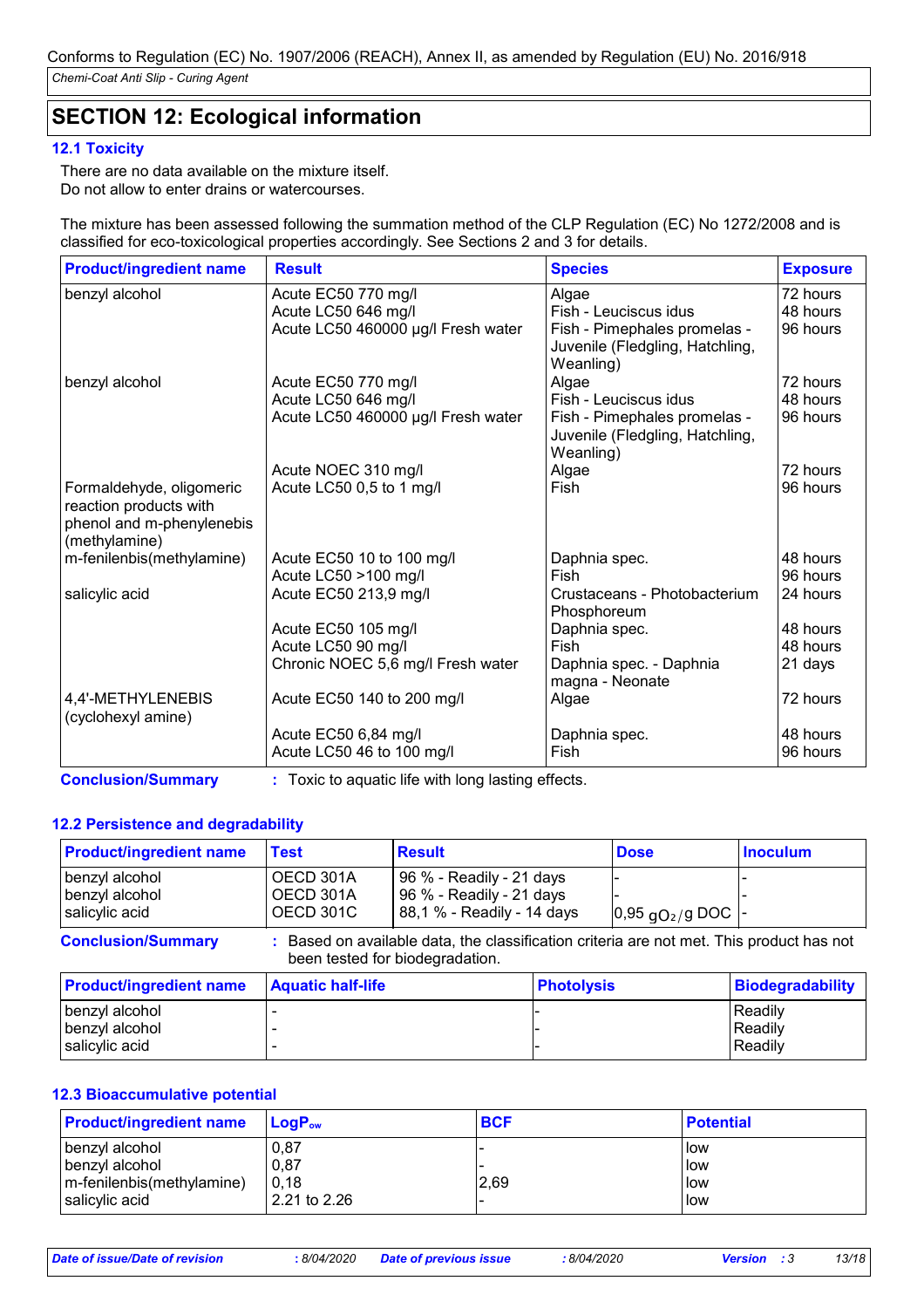# SECTION 12: Ecological information

## 12.1 Toxicity

There are no data available on the mixture itself.
Do not allow to enter drains or watercourses.

The mixture has been assessed following the summation method of the CLP Regulation (EC) No 1272/2008 and is classified for eco-toxicological properties accordingly. See Sections 2 and 3 for details.

| Product/ingredient name | Result | Species | Exposure |
|---|---|---|---|
| benzyl alcohol | Acute EC50 770 mg/l | Algae | 72 hours |
| | Acute LC50 646 mg/l | Fish - Leuciscus idus | 48 hours |
| | Acute LC50 460000 µg/l Fresh water | Fish - Pimephales promelas - Juvenile (Fledgling, Hatchling, Weanling) | 96 hours |
| benzyl alcohol | Acute EC50 770 mg/l | Algae | 72 hours |
| | Acute LC50 646 mg/l | Fish - Leuciscus idus | 48 hours |
| | Acute LC50 460000 µg/l Fresh water | Fish - Pimephales promelas - Juvenile (Fledgling, Hatchling, Weanling) | 96 hours |
| | Acute NOEC 310 mg/l | Algae | 72 hours |
| Formaldehyde, oligomeric reaction products with phenol and m-phenylenebis (methylamine) | Acute LC50 0,5 to 1 mg/l | Fish | 96 hours |
| m-fenilenbis(methylamine) | Acute EC50 10 to 100 mg/l | Daphnia spec. | 48 hours |
| | Acute LC50 >100 mg/l | Fish | 96 hours |
| salicylic acid | Acute EC50 213,9 mg/l | Crustaceans - Photobacterium Phosphoreum | 24 hours |
| | Acute EC50 105 mg/l | Daphnia spec. | 48 hours |
| | Acute LC50 90 mg/l | Fish | 48 hours |
| | Chronic NOEC 5,6 mg/l Fresh water | Daphnia spec. - Daphnia magna - Neonate | 21 days |
| 4,4'-METHYLENEBIS (cyclohexyl amine) | Acute EC50 140 to 200 mg/l | Algae | 72 hours |
| | Acute EC50 6,84 mg/l | Daphnia spec. | 48 hours |
| | Acute LC50 46 to 100 mg/l | Fish | 96 hours |

**Conclusion/Summary** : Toxic to aquatic life with long lasting effects.

## 12.2 Persistence and degradability

| Product/ingredient name | Test | Result | Dose | Inoculum |
|---|---|---|---|---|
| benzyl alcohol | OECD 301A | 96 % - Readily - 21 days | - | - |
| benzyl alcohol | OECD 301A | 96 % - Readily - 21 days | - | - |
| salicylic acid | OECD 301C | 88,1 % - Readily - 14 days | 0,95 $gO_2/g$ DOC | - |

**Conclusion/Summary** : Based on available data, the classification criteria are not met. This product has not been tested for biodegradation.

| Product/ingredient name | Aquatic half-life | Photolysis | Biodegradability |
|---|---|---|---|
| benzyl alcohol | - | - | Readily |
| benzyl alcohol | - | - | Readily |
| salicylic acid | - | - | Readily |

## 12.3 Bioaccumulative potential

| Product/ingredient name | $LogP_{ow}$ | BCF | Potential |
|---|---|---|---|
| benzyl alcohol | 0,87 | - | low |
| benzyl alcohol | 0,87 | - | low |
| m-fenilenbis(methylamine) | 0,18 | 2,69 | low |
| salicylic acid | 2.21 to 2.26 | - | low |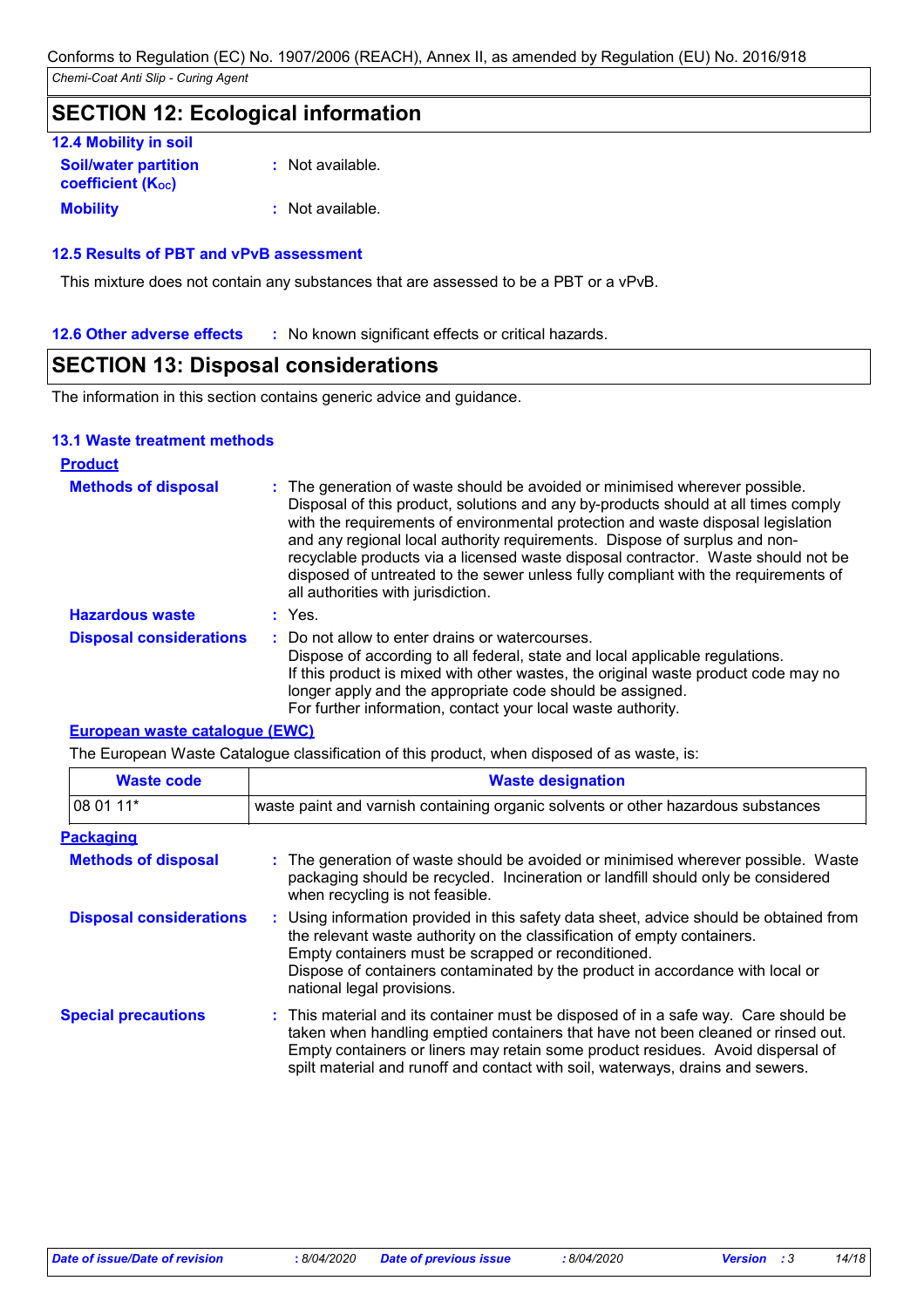## SECTION 12: Ecological information

### 12.4 Mobility in soil

**Soil/water partition coefficient ($K_{OC}$)** : Not available.

**Mobility** : Not available.

### 12.5 Results of PBT and vPvB assessment

This mixture does not contain any substances that are assessed to be a PBT or a vPvB.

### 12.6 Other adverse effects

: No known significant effects or critical hazards.

## SECTION 13: Disposal considerations

The information in this section contains generic advice and guidance.

### 13.1 Waste treatment methods

**Product**

**Methods of disposal** : The generation of waste should be avoided or minimised wherever possible. Disposal of this product, solutions and any by-products should at all times comply with the requirements of environmental protection and waste disposal legislation and any regional local authority requirements. Dispose of surplus and non-recyclable products via a licensed waste disposal contractor. Waste should not be disposed of untreated to the sewer unless fully compliant with the requirements of all authorities with jurisdiction.

**Hazardous waste** : Yes.

**Disposal considerations** : Do not allow to enter drains or watercourses.
Dispose of according to all federal, state and local applicable regulations.
If this product is mixed with other wastes, the original waste product code may no longer apply and the appropriate code should be assigned.
For further information, contact your local waste authority.

**European waste catalogue (EWC)**

The European Waste Catalogue classification of this product, when disposed of as waste, is:

| Waste code | Waste designation |
|---|---|
| 08 01 11* | waste paint and varnish containing organic solvents or other hazardous substances |

**Packaging**

**Methods of disposal** : The generation of waste should be avoided or minimised wherever possible. Waste packaging should be recycled. Incineration or landfill should only be considered when recycling is not feasible.

**Disposal considerations** : Using information provided in this safety data sheet, advice should be obtained from the relevant waste authority on the classification of empty containers.
Empty containers must be scrapped or reconditioned.
Dispose of containers contaminated by the product in accordance with local or national legal provisions.

**Special precautions** : This material and its container must be disposed of in a safe way. Care should be taken when handling emptied containers that have not been cleaned or rinsed out. Empty containers or liners may retain some product residues. Avoid dispersal of spilt material and runoff and contact with soil, waterways, drains and sewers.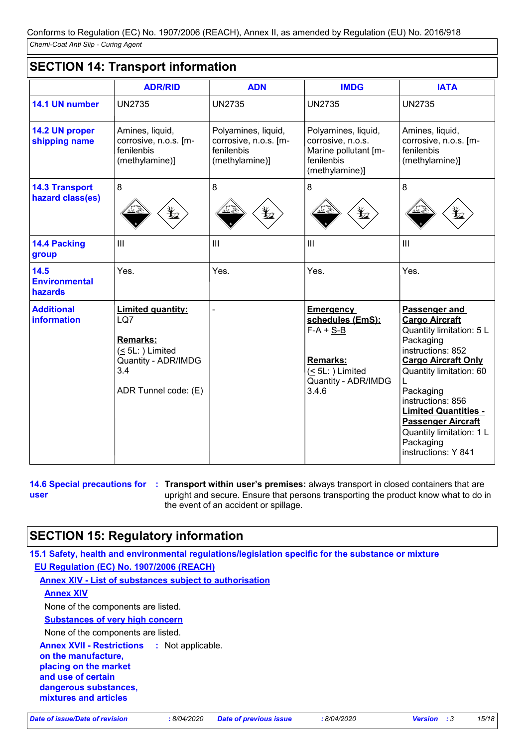## SECTION 14: Transport information

| | ADR/RID | ADN | IMDG | IATA |
|---|---|---|---|---|
| **14.1 UN number** | UN2735 | UN2735 | UN2735 | UN2735 |
| **14.2 UN proper shipping name** | Amines, liquid, corrosive, n.o.s. [m-fenilenbis (methylamine)] | Polyamines, liquid, corrosive, n.o.s. [m-fenilenbis (methylamine)] | Polyamines, liquid, corrosive, n.o.s. Marine pollutant [m-fenilenbis (methylamine)] | Amines, liquid, corrosive, n.o.s. [m-fenilenbis (methylamine)] |
| **14.3 Transport hazard class(es)** | 8 | 8 | 8 | 8 |
| **14.4 Packing group** | III | III | III | III |
| **14.5 Environmental hazards** | Yes. | Yes. | Yes. | Yes. |
| **Additional information** | **Limited quantity:** LQ7<br><br>**Remarks:**<br>(≤ 5L: ) Limited Quantity - ADR/IMDG 3.4<br><br>ADR Tunnel code: (E) | - | **Emergency schedules (EmS):** F-A + S-B<br><br>**Remarks:**<br>(≤ 5L: ) Limited Quantity - ADR/IMDG 3.4.6 | **Passenger and Cargo Aircraft** Quantity limitation: 5 L Packaging instructions: 852<br>**Cargo Aircraft Only** Quantity limitation: 60 L Packaging instructions: 856<br>**Limited Quantities - Passenger Aircraft** Quantity limitation: 1 L Packaging instructions: Y 841 |

**14.6 Special precautions for user** : **Transport within user's premises:** always transport in closed containers that are upright and secure. Ensure that persons transporting the product know what to do in the event of an accident or spillage.

## SECTION 15: Regulatory information

**15.1 Safety, health and environmental regulations/legislation specific for the substance or mixture**

**EU Regulation (EC) No. 1907/2006 (REACH)**

**Annex XIV - List of substances subject to authorisation**

**Annex XIV**

None of the components are listed.

**Substances of very high concern**

None of the components are listed.

**Annex XVII - Restrictions on the manufacture, placing on the market and use of certain dangerous substances, mixtures and articles** : Not applicable.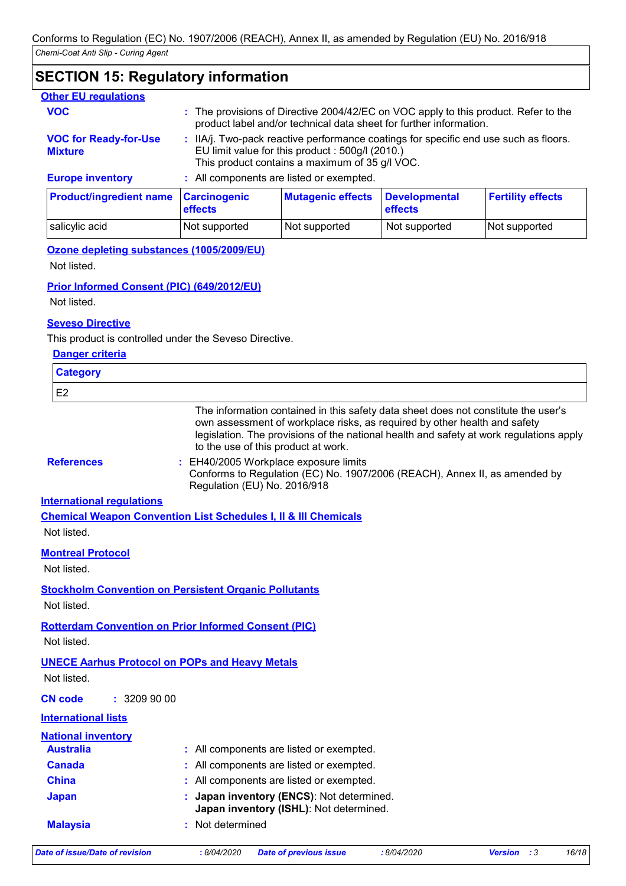## SECTION 15: Regulatory information

**Other EU regulations**

**VOC** : The provisions of Directive 2004/42/EC on VOC apply to this product. Refer to the product label and/or technical data sheet for further information.

**VOC for Ready-for-Use Mixture** : IIA/j. Two-pack reactive performance coatings for specific end use such as floors. EU limit value for this product : 500g/l (2010.) This product contains a maximum of 35 g/l VOC.

**Europe inventory** : All components are listed or exempted.

| Product/ingredient name | Carcinogenic effects | Mutagenic effects | Developmental effects | Fertility effects |
|---|---|---|---|---|
| salicylic acid | Not supported | Not supported | Not supported | Not supported |

**Ozone depleting substances (1005/2009/EU)**

Not listed.

**Prior Informed Consent (PIC) (649/2012/EU)**

Not listed.

**Seveso Directive**

This product is controlled under the Seveso Directive.

**Danger criteria**

| Category |
|---|
| E2 |

The information contained in this safety data sheet does not constitute the user's own assessment of workplace risks, as required by other health and safety legislation. The provisions of the national health and safety at work regulations apply to the use of this product at work.

**References** : EH40/2005 Workplace exposure limits
Conforms to Regulation (EC) No. 1907/2006 (REACH), Annex II, as amended by Regulation (EU) No. 2016/918

**International regulations**

**Chemical Weapon Convention List Schedules I, II & III Chemicals**

Not listed.

**Montreal Protocol**

Not listed.

**Stockholm Convention on Persistent Organic Pollutants**

Not listed.

**Rotterdam Convention on Prior Informed Consent (PIC)**

Not listed.

**UNECE Aarhus Protocol on POPs and Heavy Metals**

Not listed.

**CN code** : 3209 90 00

**International lists**

**National inventory**

**Australia** : All components are listed or exempted.

**Canada** : All components are listed or exempted.

**China** : All components are listed or exempted.

**Japan** : **Japan inventory (ENCS)**: Not determined.
**Japan inventory (ISHL)**: Not determined.

**Malaysia** : Not determined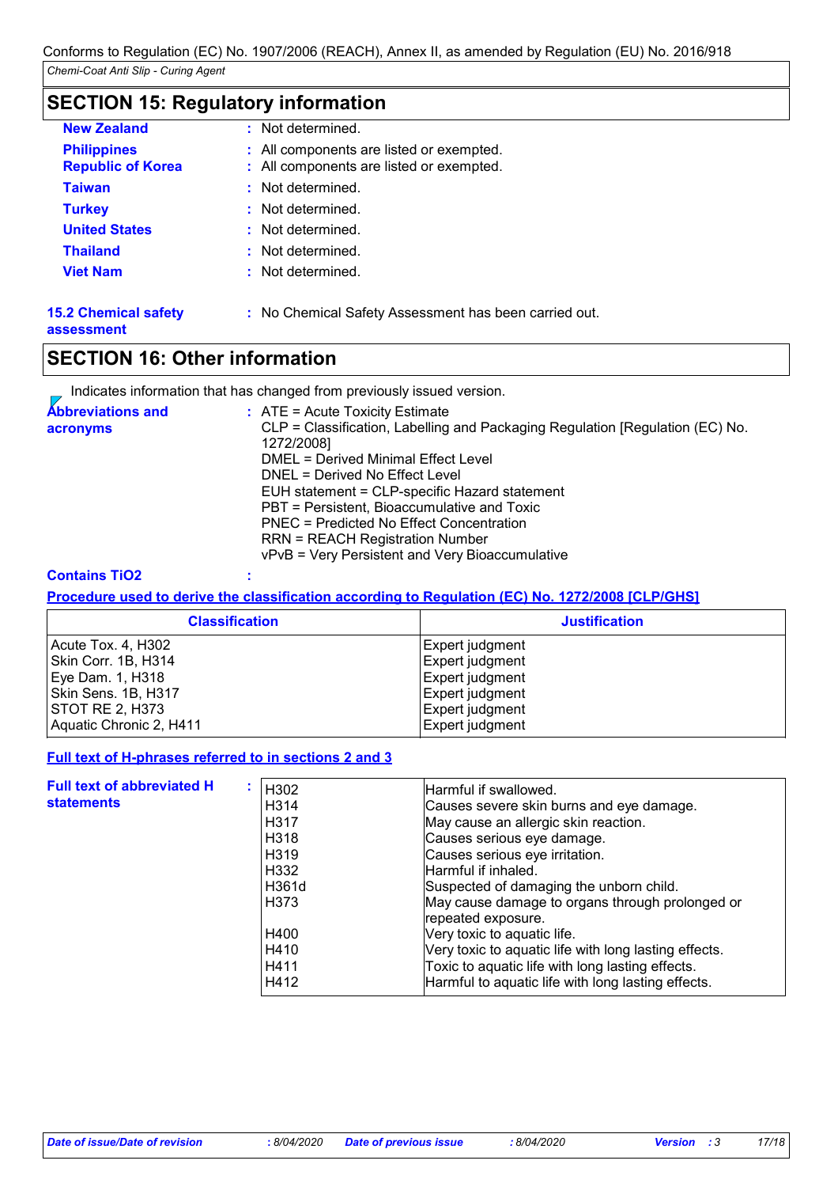## SECTION 15: Regulatory information

**New Zealand** : Not determined.

**Philippines** : All components are listed or exempted.

**Republic of Korea** : All components are listed or exempted.

**Taiwan** : Not determined.

**Turkey** : Not determined.

**United States** : Not determined.

**Thailand** : Not determined.

**Viet Nam** : Not determined.

**15.2 Chemical safety assessment** : No Chemical Safety Assessment has been carried out.

## SECTION 16: Other information

Indicates information that has changed from previously issued version.

**Abbreviations and acronyms** :
ATE = Acute Toxicity Estimate
CLP = Classification, Labelling and Packaging Regulation [Regulation (EC) No. 1272/2008]
DMEL = Derived Minimal Effect Level
DNEL = Derived No Effect Level
EUH statement = CLP-specific Hazard statement
PBT = Persistent, Bioaccumulative and Toxic
PNEC = Predicted No Effect Concentration
RRN = REACH Registration Number
vPvB = Very Persistent and Very Bioaccumulative

**Contains TiO2** :

**Procedure used to derive the classification according to Regulation (EC) No. 1272/2008 [CLP/GHS]**

| Classification | Justification |
|---|---|
| Acute Tox. 4, H302 | Expert judgment |
| Skin Corr. 1B, H314 | Expert judgment |
| Eye Dam. 1, H318 | Expert judgment |
| Skin Sens. 1B, H317 | Expert judgment |
| STOT RE 2, H373 | Expert judgment |
| Aquatic Chronic 2, H411 | Expert judgment |

**Full text of H-phrases referred to in sections 2 and 3**

**Full text of abbreviated H statements** :

| | |
|---|---|
| H302 | Harmful if swallowed. |
| H314 | Causes severe skin burns and eye damage. |
| H317 | May cause an allergic skin reaction. |
| H318 | Causes serious eye damage. |
| H319 | Causes serious eye irritation. |
| H332 | Harmful if inhaled. |
| H361d | Suspected of damaging the unborn child. |
| H373 | May cause damage to organs through prolonged or repeated exposure. |
| H400 | Very toxic to aquatic life. |
| H410 | Very toxic to aquatic life with long lasting effects. |
| H411 | Toxic to aquatic life with long lasting effects. |
| H412 | Harmful to aquatic life with long lasting effects. |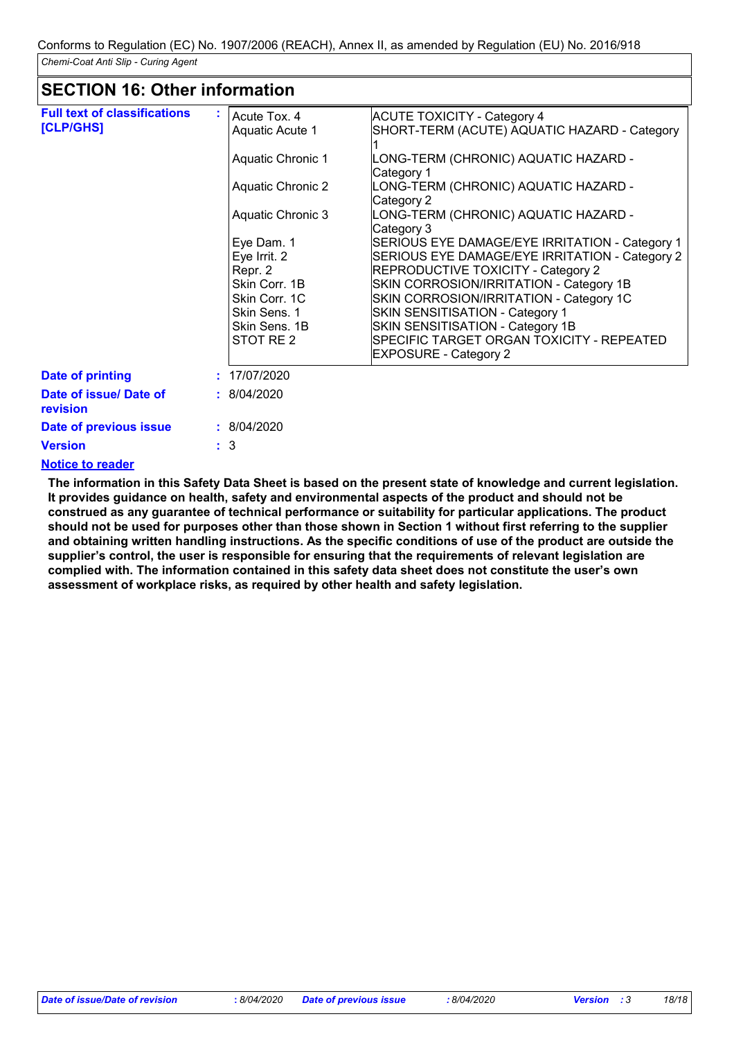## SECTION 16: Other information

**Full text of classifications [CLP/GHS]** :

| | |
|---|---|
| Acute Tox. 4 | ACUTE TOXICITY - Category 4 |
| Aquatic Acute 1 | SHORT-TERM (ACUTE) AQUATIC HAZARD - Category 1 |
| Aquatic Chronic 1 | LONG-TERM (CHRONIC) AQUATIC HAZARD - Category 1 |
| Aquatic Chronic 2 | LONG-TERM (CHRONIC) AQUATIC HAZARD - Category 2 |
| Aquatic Chronic 3 | LONG-TERM (CHRONIC) AQUATIC HAZARD - Category 3 |
| Eye Dam. 1 | SERIOUS EYE DAMAGE/EYE IRRITATION - Category 1 |
| Eye Irrit. 2 | SERIOUS EYE DAMAGE/EYE IRRITATION - Category 2 |
| Repr. 2 | REPRODUCTIVE TOXICITY - Category 2 |
| Skin Corr. 1B | SKIN CORROSION/IRRITATION - Category 1B |
| Skin Corr. 1C | SKIN CORROSION/IRRITATION - Category 1C |
| Skin Sens. 1 | SKIN SENSITISATION - Category 1 |
| Skin Sens. 1B | SKIN SENSITISATION - Category 1B |
| STOT RE 2 | SPECIFIC TARGET ORGAN TOXICITY - REPEATED EXPOSURE - Category 2 |

**Date of printing** : 17/07/2020

**Date of issue/ Date of revision** : 8/04/2020

**Date of previous issue** : 8/04/2020

**Version** : 3

**Notice to reader**

**The information in this Safety Data Sheet is based on the present state of knowledge and current legislation. It provides guidance on health, safety and environmental aspects of the product and should not be construed as any guarantee of technical performance or suitability for particular applications. The product should not be used for purposes other than those shown in Section 1 without first referring to the supplier and obtaining written handling instructions. As the specific conditions of use of the product are outside the supplier's control, the user is responsible for ensuring that the requirements of relevant legislation are complied with. The information contained in this safety data sheet does not constitute the user's own assessment of workplace risks, as required by other health and safety legislation.**